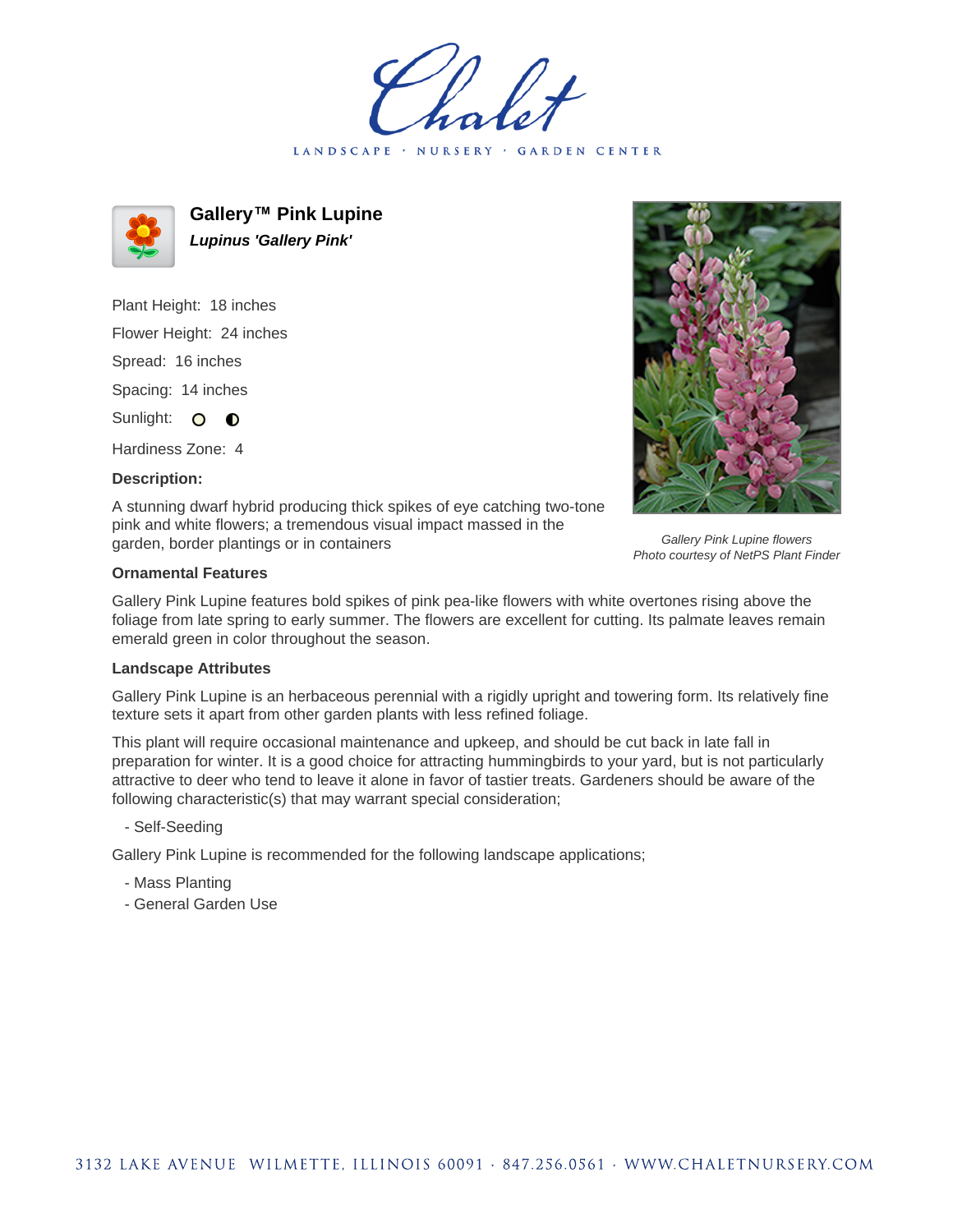# Chalet

LANDSCAPE · NURSERY · GARDEN CENTER

## Gallery™ Pink Lupine

***Lupinus 'Gallery Pink'***

Plant Height: 18 inches

Flower Height: 24 inches

Spread: 16 inches

Spacing: 14 inches

Sunlight: ○ ◐

Hardiness Zone: 4

**Description:**

A stunning dwarf hybrid producing thick spikes of eye catching two-tone pink and white flowers; a tremendous visual impact massed in the garden, border plantings or in containers

*Gallery Pink Lupine flowers*
*Photo courtesy of NetPS Plant Finder*

**Ornamental Features**

Gallery Pink Lupine features bold spikes of pink pea-like flowers with white overtones rising above the foliage from late spring to early summer. The flowers are excellent for cutting. Its palmate leaves remain emerald green in color throughout the season.

**Landscape Attributes**

Gallery Pink Lupine is an herbaceous perennial with a rigidly upright and towering form. Its relatively fine texture sets it apart from other garden plants with less refined foliage.

This plant will require occasional maintenance and upkeep, and should be cut back in late fall in preparation for winter. It is a good choice for attracting hummingbirds to your yard, but is not particularly attractive to deer who tend to leave it alone in favor of tastier treats. Gardeners should be aware of the following characteristic(s) that may warrant special consideration;

- Self-Seeding

Gallery Pink Lupine is recommended for the following landscape applications;

- Mass Planting
- General Garden Use

3132 LAKE AVENUE WILMETTE, ILLINOIS 60091 · 847.256.0561 · WWW.CHALETNURSERY.COM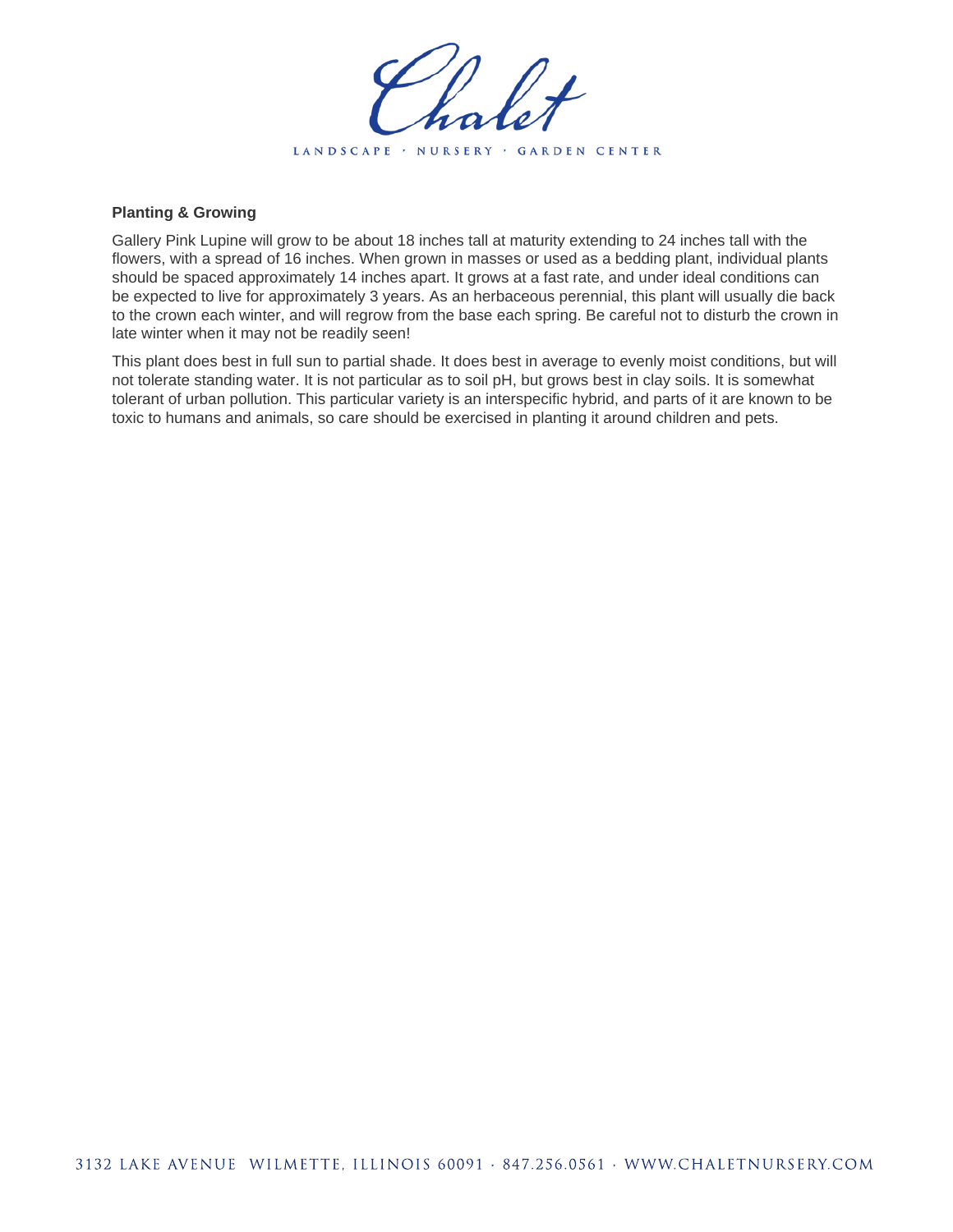**Planting & Growing**

Gallery Pink Lupine will grow to be about 18 inches tall at maturity extending to 24 inches tall with the flowers, with a spread of 16 inches. When grown in masses or used as a bedding plant, individual plants should be spaced approximately 14 inches apart. It grows at a fast rate, and under ideal conditions can be expected to live for approximately 3 years. As an herbaceous perennial, this plant will usually die back to the crown each winter, and will regrow from the base each spring. Be careful not to disturb the crown in late winter when it may not be readily seen!

This plant does best in full sun to partial shade. It does best in average to evenly moist conditions, but will not tolerate standing water. It is not particular as to soil pH, but grows best in clay soils. It is somewhat tolerant of urban pollution. This particular variety is an interspecific hybrid, and parts of it are known to be toxic to humans and animals, so care should be exercised in planting it around children and pets.